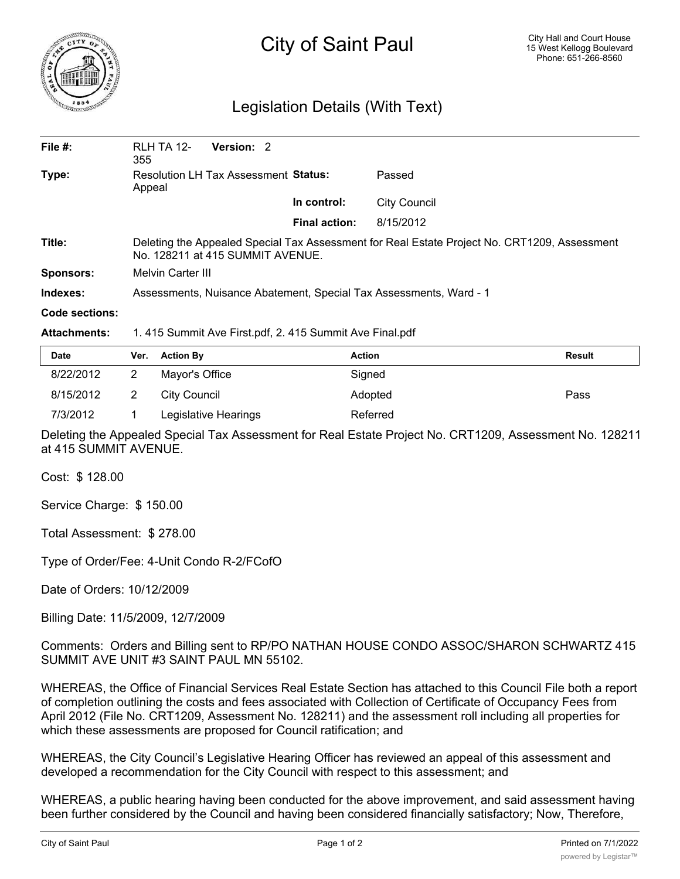# City of Saint Paul

City Hall and Court House
15 West Kellogg Boulevard
Phone: 651-266-8560

## Legislation Details (With Text)

| | | | |
|---|---|---|---|
| **File #:** | RLH TA 12-355 **Version:** 2 | | |
| **Type:** | Resolution LH Tax Assessment Appeal | **Status:** | Passed |
| | | **In control:** | City Council |
| | | **Final action:** | 8/15/2012 |
| **Title:** | Deleting the Appealed Special Tax Assessment for Real Estate Project No. CRT1209, Assessment No. 128211 at 415 SUMMIT AVENUE. | | |
| **Sponsors:** | Melvin Carter III | | |
| **Indexes:** | Assessments, Nuisance Abatement, Special Tax Assessments, Ward - 1 | | |
| **Code sections:** | | | |
| **Attachments:** | 1. 415 Summit Ave First.pdf, 2. 415 Summit Ave Final.pdf | | |

| Date | Ver. | Action By | Action | Result |
|---|---|---|---|---|
| 8/22/2012 | 2 | Mayor's Office | Signed | |
| 8/15/2012 | 2 | City Council | Adopted | Pass |
| 7/3/2012 | 1 | Legislative Hearings | Referred | |

Deleting the Appealed Special Tax Assessment for Real Estate Project No. CRT1209, Assessment No. 128211 at 415 SUMMIT AVENUE.

Cost: $ 128.00

Service Charge: $ 150.00

Total Assessment: $ 278.00

Type of Order/Fee: 4-Unit Condo R-2/FCofO

Date of Orders: 10/12/2009

Billing Date: 11/5/2009, 12/7/2009

Comments: Orders and Billing sent to RP/PO NATHAN HOUSE CONDO ASSOC/SHARON SCHWARTZ 415 SUMMIT AVE UNIT #3 SAINT PAUL MN 55102.

WHEREAS, the Office of Financial Services Real Estate Section has attached to this Council File both a report of completion outlining the costs and fees associated with Collection of Certificate of Occupancy Fees from April 2012 (File No. CRT1209, Assessment No. 128211) and the assessment roll including all properties for which these assessments are proposed for Council ratification; and

WHEREAS, the City Council's Legislative Hearing Officer has reviewed an appeal of this assessment and developed a recommendation for the City Council with respect to this assessment; and

WHEREAS, a public hearing having been conducted for the above improvement, and said assessment having been further considered by the Council and having been considered financially satisfactory; Now, Therefore,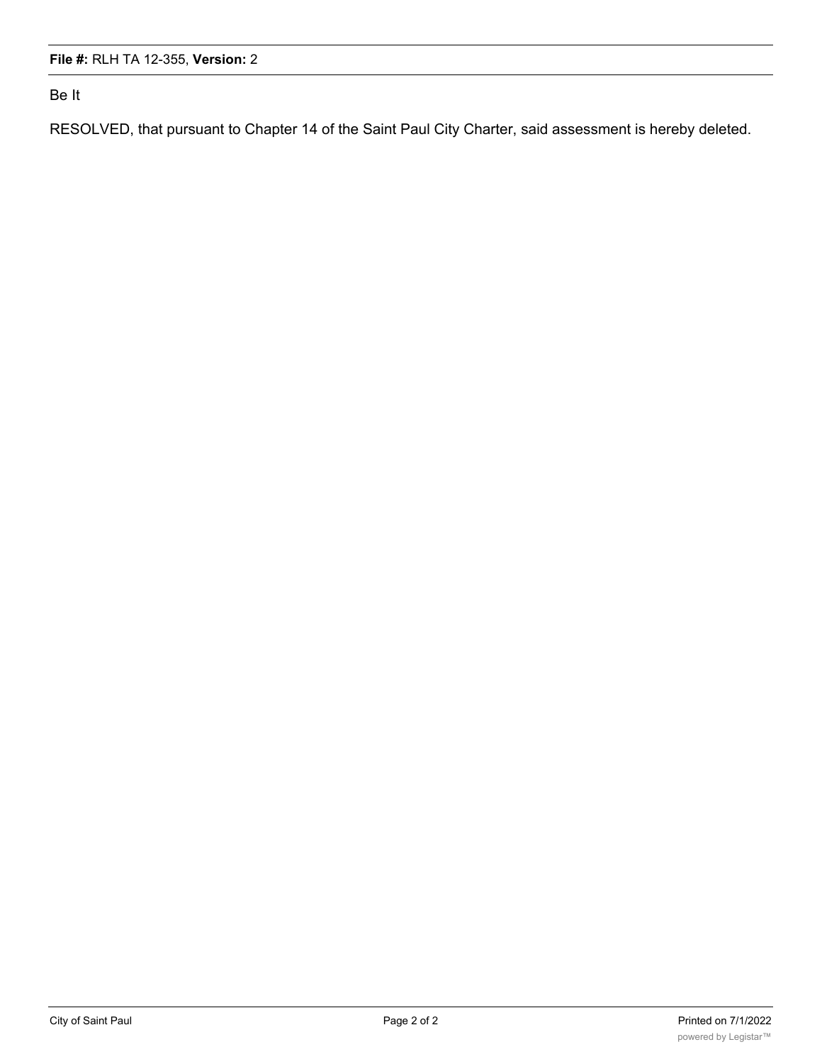Be It

RESOLVED, that pursuant to Chapter 14 of the Saint Paul City Charter, said assessment is hereby deleted.